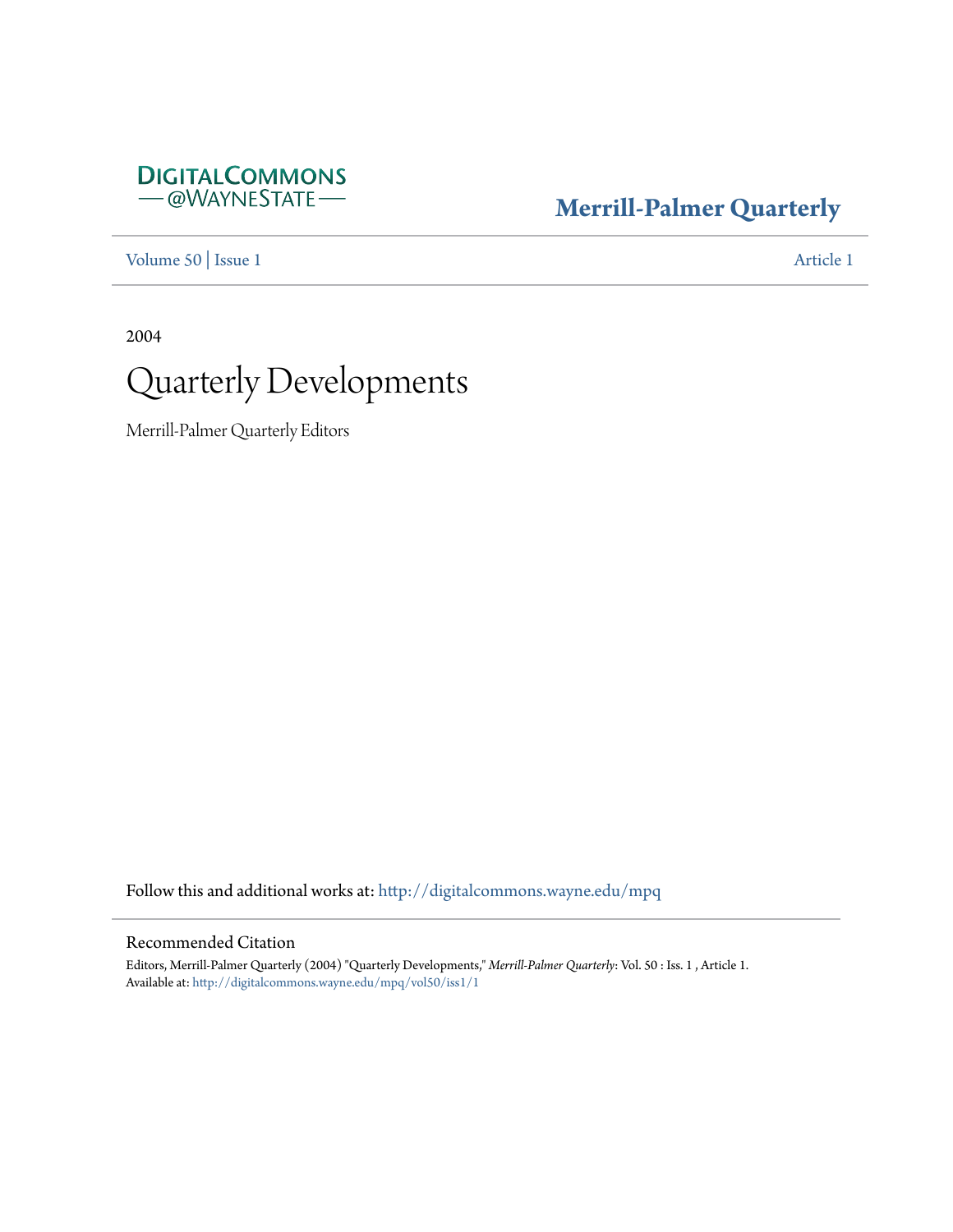DigitalCommons @WayneState

**Merrill-Palmer Quarterly**

Volume 50 | Issue 1 Article 1

2004

# Quarterly Developments

Merrill-Palmer Quarterly Editors

Follow this and additional works at: http://digitalcommons.wayne.edu/mpq

## Recommended Citation

Editors, Merrill-Palmer Quarterly (2004) "Quarterly Developments," *Merrill-Palmer Quarterly*: Vol. 50 : Iss. 1 , Article 1.
Available at: http://digitalcommons.wayne.edu/mpq/vol50/iss1/1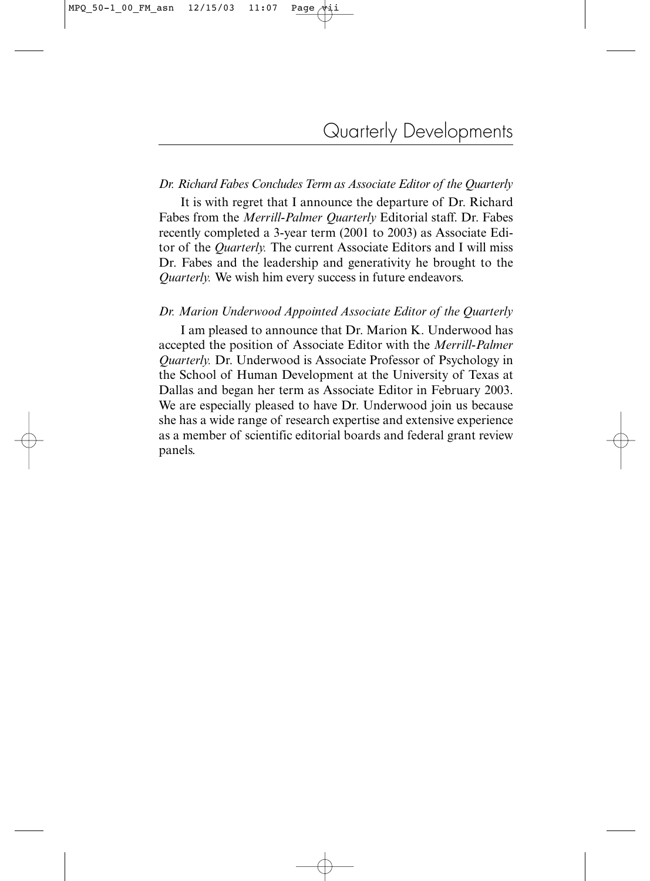# Quarterly Developments

*Dr. Richard Fabes Concludes Term as Associate Editor of the Quarterly*

It is with regret that I announce the departure of Dr. Richard Fabes from the *Merrill-Palmer Quarterly* Editorial staff. Dr. Fabes recently completed a 3-year term (2001 to 2003) as Associate Editor of the *Quarterly.* The current Associate Editors and I will miss Dr. Fabes and the leadership and generativity he brought to the *Quarterly.* We wish him every success in future endeavors.

*Dr. Marion Underwood Appointed Associate Editor of the Quarterly*

I am pleased to announce that Dr. Marion K. Underwood has accepted the position of Associate Editor with the *Merrill-Palmer Quarterly.* Dr. Underwood is Associate Professor of Psychology in the School of Human Development at the University of Texas at Dallas and began her term as Associate Editor in February 2003. We are especially pleased to have Dr. Underwood join us because she has a wide range of research expertise and extensive experience as a member of scientific editorial boards and federal grant review panels.